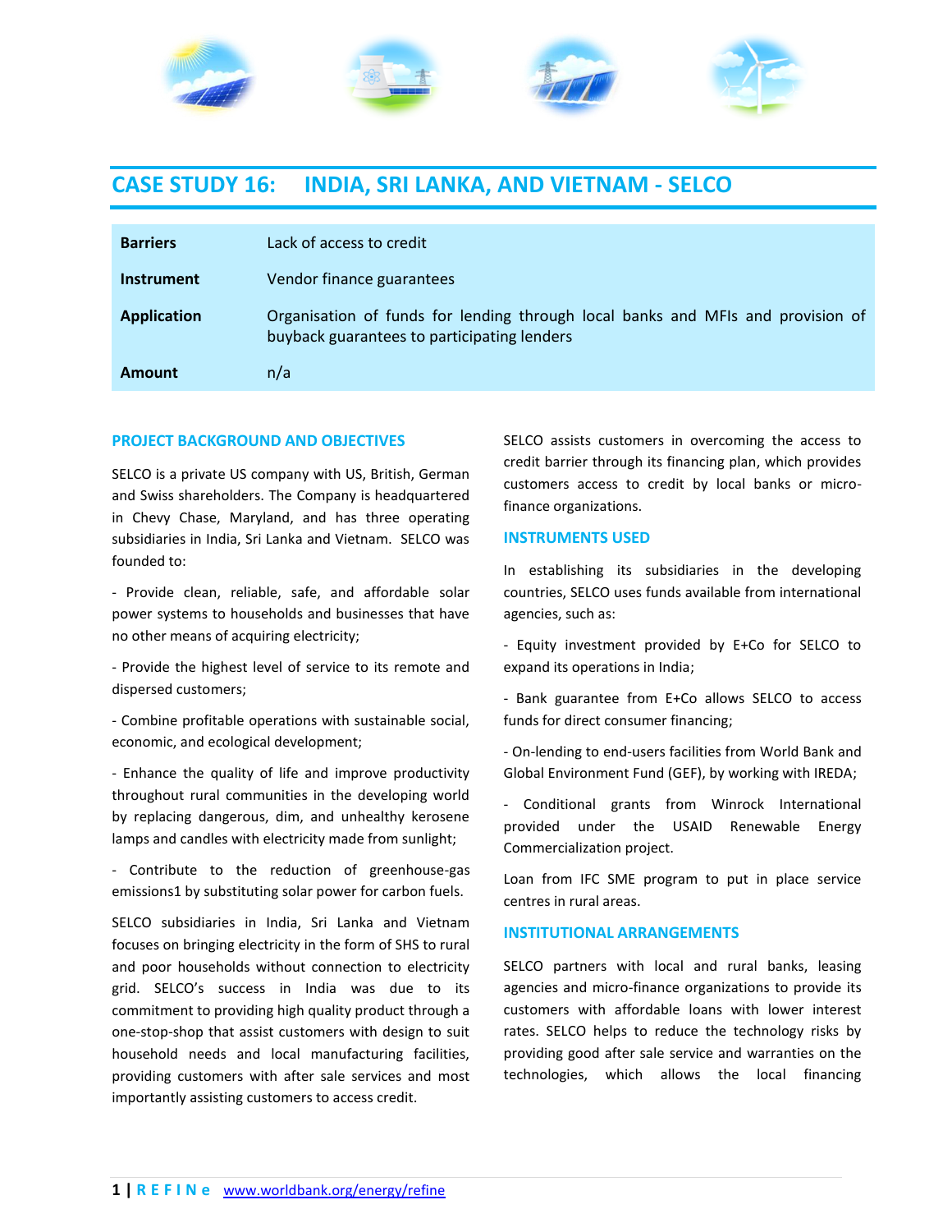# CASE STUDY 16: INDIA, SRI LANKA, AND VIETNAM - SELCO

| | |
|---|---|
| **Barriers** | Lack of access to credit |
| **Instrument** | Vendor finance guarantees |
| **Application** | Organisation of funds for lending through local banks and MFIs and provision of buyback guarantees to participating lenders |
| **Amount** | n/a |

## PROJECT BACKGROUND AND OBJECTIVES

SELCO is a private US company with US, British, German and Swiss shareholders. The Company is headquartered in Chevy Chase, Maryland, and has three operating subsidiaries in India, Sri Lanka and Vietnam. SELCO was founded to:

- Provide clean, reliable, safe, and affordable solar power systems to households and businesses that have no other means of acquiring electricity;

- Provide the highest level of service to its remote and dispersed customers;

- Combine profitable operations with sustainable social, economic, and ecological development;

- Enhance the quality of life and improve productivity throughout rural communities in the developing world by replacing dangerous, dim, and unhealthy kerosene lamps and candles with electricity made from sunlight;

- Contribute to the reduction of greenhouse-gas emissions1 by substituting solar power for carbon fuels.

SELCO subsidiaries in India, Sri Lanka and Vietnam focuses on bringing electricity in the form of SHS to rural and poor households without connection to electricity grid. SELCO's success in India was due to its commitment to providing high quality product through a one-stop-shop that assist customers with design to suit household needs and local manufacturing facilities, providing customers with after sale services and most importantly assisting customers to access credit.

SELCO assists customers in overcoming the access to credit barrier through its financing plan, which provides customers access to credit by local banks or micro-finance organizations.

## INSTRUMENTS USED

In establishing its subsidiaries in the developing countries, SELCO uses funds available from international agencies, such as:

- Equity investment provided by E+Co for SELCO to expand its operations in India;

- Bank guarantee from E+Co allows SELCO to access funds for direct consumer financing;

- On-lending to end-users facilities from World Bank and Global Environment Fund (GEF), by working with IREDA;

- Conditional grants from Winrock International provided under the USAID Renewable Energy Commercialization project.

Loan from IFC SME program to put in place service centres in rural areas.

## INSTITUTIONAL ARRANGEMENTS

SELCO partners with local and rural banks, leasing agencies and micro-finance organizations to provide its customers with affordable loans with lower interest rates. SELCO helps to reduce the technology risks by providing good after sale service and warranties on the technologies, which allows the local financing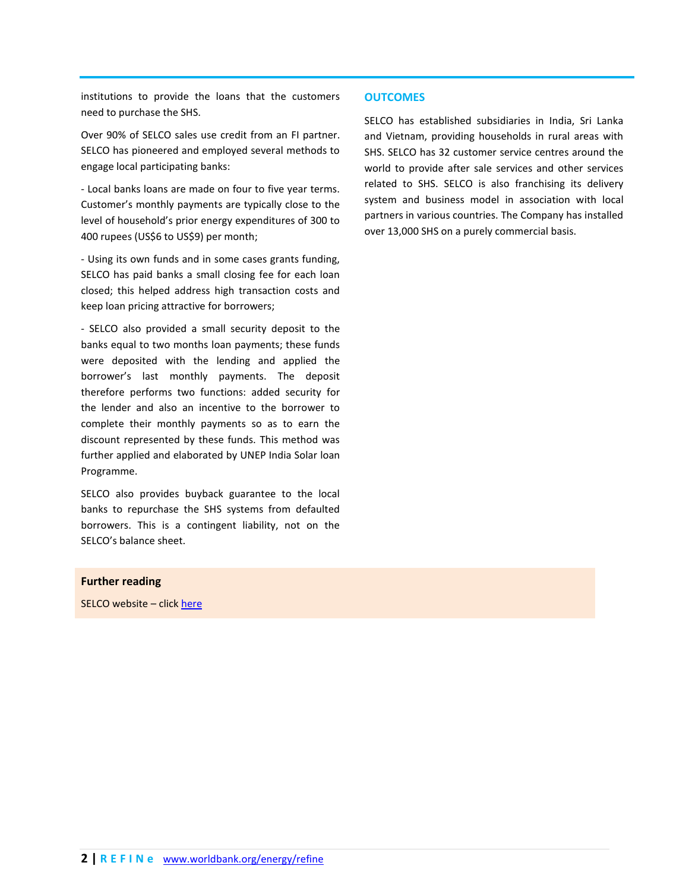institutions to provide the loans that the customers need to purchase the SHS.

Over 90% of SELCO sales use credit from an FI partner. SELCO has pioneered and employed several methods to engage local participating banks:

- Local banks loans are made on four to five year terms. Customer's monthly payments are typically close to the level of household's prior energy expenditures of 300 to 400 rupees (US$6 to US$9) per month;

- Using its own funds and in some cases grants funding, SELCO has paid banks a small closing fee for each loan closed; this helped address high transaction costs and keep loan pricing attractive for borrowers;

- SELCO also provided a small security deposit to the banks equal to two months loan payments; these funds were deposited with the lending and applied the borrower's last monthly payments. The deposit therefore performs two functions: added security for the lender and also an incentive to the borrower to complete their monthly payments so as to earn the discount represented by these funds. This method was further applied and elaborated by UNEP India Solar loan Programme.

SELCO also provides buyback guarantee to the local banks to repurchase the SHS systems from defaulted borrowers. This is a contingent liability, not on the SELCO's balance sheet.

## OUTCOMES

SELCO has established subsidiaries in India, Sri Lanka and Vietnam, providing households in rural areas with SHS. SELCO has 32 customer service centres around the world to provide after sale services and other services related to SHS. SELCO is also franchising its delivery system and business model in association with local partners in various countries. The Company has installed over 13,000 SHS on a purely commercial basis.

**Further reading**

SELCO website – click here